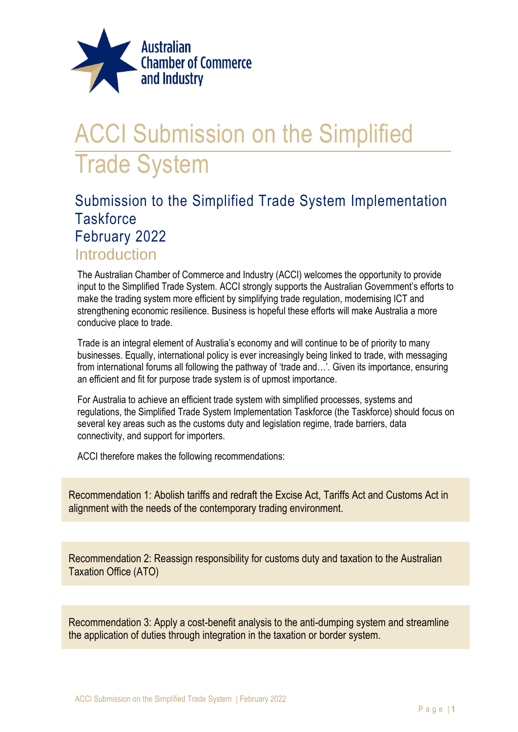Australian Chamber of Commerce and Industry

# ACCI Submission on the Simplified Trade System

## Submission to the Simplified Trade System Implementation Taskforce

## February 2022

## Introduction

The Australian Chamber of Commerce and Industry (ACCI) welcomes the opportunity to provide input to the Simplified Trade System. ACCI strongly supports the Australian Government's efforts to make the trading system more efficient by simplifying trade regulation, modernising ICT and strengthening economic resilience. Business is hopeful these efforts will make Australia a more conducive place to trade.

Trade is an integral element of Australia's economy and will continue to be of priority to many businesses. Equally, international policy is ever increasingly being linked to trade, with messaging from international forums all following the pathway of 'trade and…'. Given its importance, ensuring an efficient and fit for purpose trade system is of upmost importance.

For Australia to achieve an efficient trade system with simplified processes, systems and regulations, the Simplified Trade System Implementation Taskforce (the Taskforce) should focus on several key areas such as the customs duty and legislation regime, trade barriers, data connectivity, and support for importers.

ACCI therefore makes the following recommendations:

Recommendation 1: Abolish tariffs and redraft the Excise Act, Tariffs Act and Customs Act in alignment with the needs of the contemporary trading environment.

Recommendation 2: Reassign responsibility for customs duty and taxation to the Australian Taxation Office (ATO)

Recommendation 3: Apply a cost-benefit analysis to the anti-dumping system and streamline the application of duties through integration in the taxation or border system.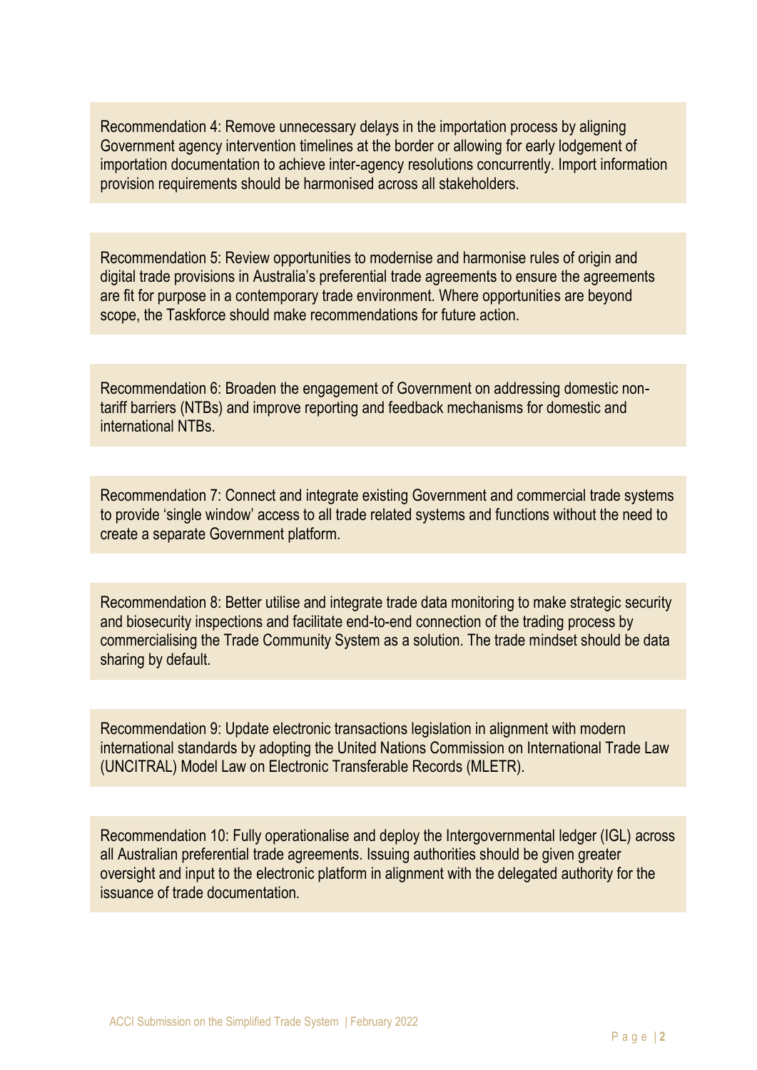Recommendation 4: Remove unnecessary delays in the importation process by aligning Government agency intervention timelines at the border or allowing for early lodgement of importation documentation to achieve inter-agency resolutions concurrently. Import information provision requirements should be harmonised across all stakeholders.

Recommendation 5: Review opportunities to modernise and harmonise rules of origin and digital trade provisions in Australia's preferential trade agreements to ensure the agreements are fit for purpose in a contemporary trade environment. Where opportunities are beyond scope, the Taskforce should make recommendations for future action.

Recommendation 6: Broaden the engagement of Government on addressing domestic non-tariff barriers (NTBs) and improve reporting and feedback mechanisms for domestic and international NTBs.

Recommendation 7: Connect and integrate existing Government and commercial trade systems to provide 'single window' access to all trade related systems and functions without the need to create a separate Government platform.

Recommendation 8: Better utilise and integrate trade data monitoring to make strategic security and biosecurity inspections and facilitate end-to-end connection of the trading process by commercialising the Trade Community System as a solution. The trade mindset should be data sharing by default.

Recommendation 9: Update electronic transactions legislation in alignment with modern international standards by adopting the United Nations Commission on International Trade Law (UNCITRAL) Model Law on Electronic Transferable Records (MLETR).

Recommendation 10: Fully operationalise and deploy the Intergovernmental ledger (IGL) across all Australian preferential trade agreements. Issuing authorities should be given greater oversight and input to the electronic platform in alignment with the delegated authority for the issuance of trade documentation.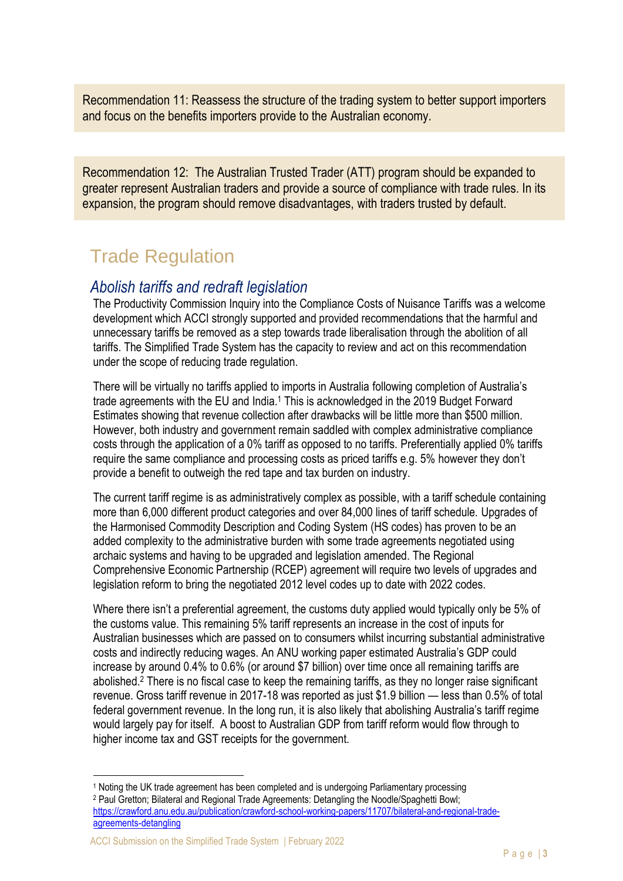Recommendation 11: Reassess the structure of the trading system to better support importers and focus on the benefits importers provide to the Australian economy.

Recommendation 12: The Australian Trusted Trader (ATT) program should be expanded to greater represent Australian traders and provide a source of compliance with trade rules. In its expansion, the program should remove disadvantages, with traders trusted by default.

# Trade Regulation

## *Abolish tariffs and redraft legislation*

The Productivity Commission Inquiry into the Compliance Costs of Nuisance Tariffs was a welcome development which ACCI strongly supported and provided recommendations that the harmful and unnecessary tariffs be removed as a step towards trade liberalisation through the abolition of all tariffs. The Simplified Trade System has the capacity to review and act on this recommendation under the scope of reducing trade regulation.

There will be virtually no tariffs applied to imports in Australia following completion of Australia's trade agreements with the EU and India.[1] This is acknowledged in the 2019 Budget Forward Estimates showing that revenue collection after drawbacks will be little more than $500 million. However, both industry and government remain saddled with complex administrative compliance costs through the application of a 0% tariff as opposed to no tariffs. Preferentially applied 0% tariffs require the same compliance and processing costs as priced tariffs e.g. 5% however they don't provide a benefit to outweigh the red tape and tax burden on industry.

The current tariff regime is as administratively complex as possible, with a tariff schedule containing more than 6,000 different product categories and over 84,000 lines of tariff schedule. Upgrades of the Harmonised Commodity Description and Coding System (HS codes) has proven to be an added complexity to the administrative burden with some trade agreements negotiated using archaic systems and having to be upgraded and legislation amended. The Regional Comprehensive Economic Partnership (RCEP) agreement will require two levels of upgrades and legislation reform to bring the negotiated 2012 level codes up to date with 2022 codes.

Where there isn't a preferential agreement, the customs duty applied would typically only be 5% of the customs value. This remaining 5% tariff represents an increase in the cost of inputs for Australian businesses which are passed on to consumers whilst incurring substantial administrative costs and indirectly reducing wages. An ANU working paper estimated Australia's GDP could increase by around 0.4% to 0.6% (or around $7 billion) over time once all remaining tariffs are abolished.[2] There is no fiscal case to keep the remaining tariffs, as they no longer raise significant revenue. Gross tariff revenue in 2017-18 was reported as just $1.9 billion — less than 0.5% of total federal government revenue. In the long run, it is also likely that abolishing Australia's tariff regime would largely pay for itself. A boost to Australian GDP from tariff reform would flow through to higher income tax and GST receipts for the government.

---

[1] Noting the UK trade agreement has been completed and is undergoing Parliamentary processing

[2] Paul Gretton; Bilateral and Regional Trade Agreements: Detangling the Noodle/Spaghetti Bowl; https://crawford.anu.edu.au/publication/crawford-school-working-papers/11707/bilateral-and-regional-trade-agreements-detangling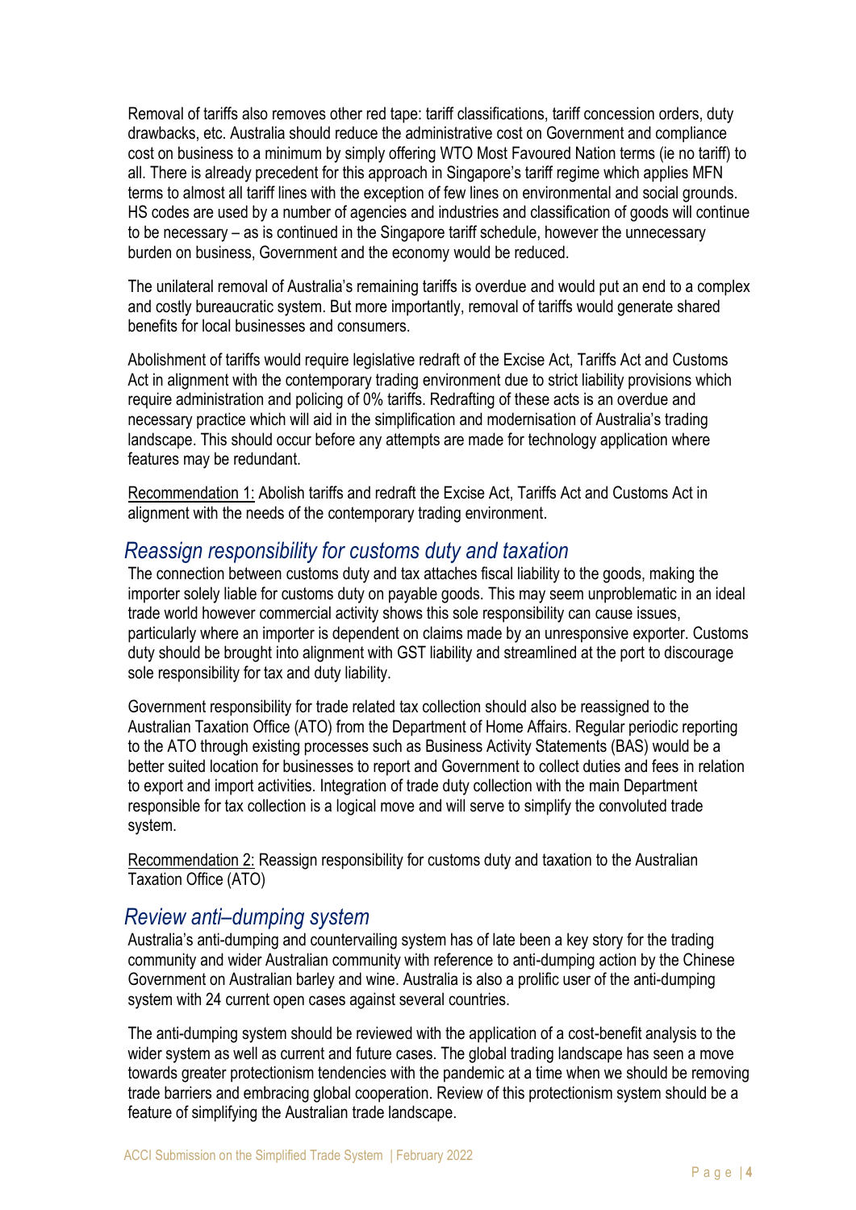Removal of tariffs also removes other red tape: tariff classifications, tariff concession orders, duty drawbacks, etc. Australia should reduce the administrative cost on Government and compliance cost on business to a minimum by simply offering WTO Most Favoured Nation terms (ie no tariff) to all. There is already precedent for this approach in Singapore's tariff regime which applies MFN terms to almost all tariff lines with the exception of few lines on environmental and social grounds. HS codes are used by a number of agencies and industries and classification of goods will continue to be necessary – as is continued in the Singapore tariff schedule, however the unnecessary burden on business, Government and the economy would be reduced.

The unilateral removal of Australia's remaining tariffs is overdue and would put an end to a complex and costly bureaucratic system. But more importantly, removal of tariffs would generate shared benefits for local businesses and consumers.

Abolishment of tariffs would require legislative redraft of the Excise Act, Tariffs Act and Customs Act in alignment with the contemporary trading environment due to strict liability provisions which require administration and policing of 0% tariffs. Redrafting of these acts is an overdue and necessary practice which will aid in the simplification and modernisation of Australia's trading landscape. This should occur before any attempts are made for technology application where features may be redundant.

<u>Recommendation 1:</u> Abolish tariffs and redraft the Excise Act, Tariffs Act and Customs Act in alignment with the needs of the contemporary trading environment.

## *Reassign responsibility for customs duty and taxation*

The connection between customs duty and tax attaches fiscal liability to the goods, making the importer solely liable for customs duty on payable goods. This may seem unproblematic in an ideal trade world however commercial activity shows this sole responsibility can cause issues, particularly where an importer is dependent on claims made by an unresponsive exporter. Customs duty should be brought into alignment with GST liability and streamlined at the port to discourage sole responsibility for tax and duty liability.

Government responsibility for trade related tax collection should also be reassigned to the Australian Taxation Office (ATO) from the Department of Home Affairs. Regular periodic reporting to the ATO through existing processes such as Business Activity Statements (BAS) would be a better suited location for businesses to report and Government to collect duties and fees in relation to export and import activities. Integration of trade duty collection with the main Department responsible for tax collection is a logical move and will serve to simplify the convoluted trade system.

<u>Recommendation 2:</u> Reassign responsibility for customs duty and taxation to the Australian Taxation Office (ATO)

## *Review anti–dumping system*

Australia's anti-dumping and countervailing system has of late been a key story for the trading community and wider Australian community with reference to anti-dumping action by the Chinese Government on Australian barley and wine. Australia is also a prolific user of the anti-dumping system with 24 current open cases against several countries.

The anti-dumping system should be reviewed with the application of a cost-benefit analysis to the wider system as well as current and future cases. The global trading landscape has seen a move towards greater protectionism tendencies with the pandemic at a time when we should be removing trade barriers and embracing global cooperation. Review of this protectionism system should be a feature of simplifying the Australian trade landscape.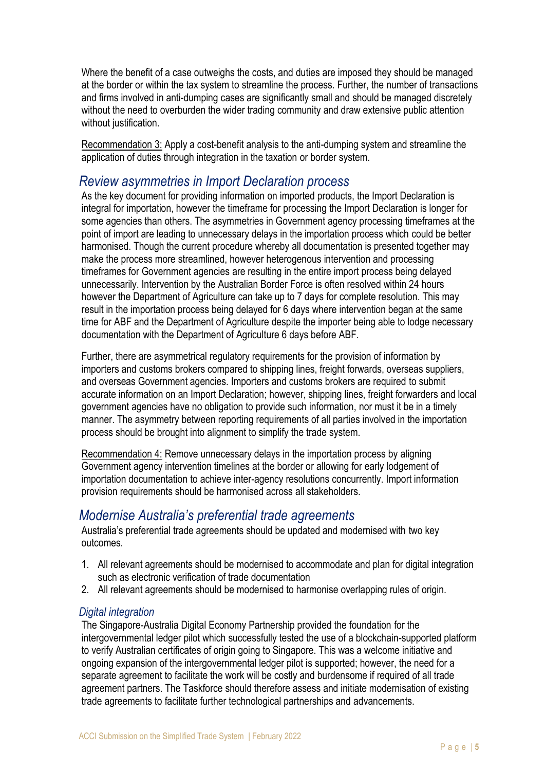Where the benefit of a case outweighs the costs, and duties are imposed they should be managed at the border or within the tax system to streamline the process. Further, the number of transactions and firms involved in anti-dumping cases are significantly small and should be managed discretely without the need to overburden the wider trading community and draw extensive public attention without justification.

Recommendation 3: Apply a cost-benefit analysis to the anti-dumping system and streamline the application of duties through integration in the taxation or border system.

## *Review asymmetries in Import Declaration process*

As the key document for providing information on imported products, the Import Declaration is integral for importation, however the timeframe for processing the Import Declaration is longer for some agencies than others. The asymmetries in Government agency processing timeframes at the point of import are leading to unnecessary delays in the importation process which could be better harmonised. Though the current procedure whereby all documentation is presented together may make the process more streamlined, however heterogenous intervention and processing timeframes for Government agencies are resulting in the entire import process being delayed unnecessarily. Intervention by the Australian Border Force is often resolved within 24 hours however the Department of Agriculture can take up to 7 days for complete resolution. This may result in the importation process being delayed for 6 days where intervention began at the same time for ABF and the Department of Agriculture despite the importer being able to lodge necessary documentation with the Department of Agriculture 6 days before ABF.

Further, there are asymmetrical regulatory requirements for the provision of information by importers and customs brokers compared to shipping lines, freight forwards, overseas suppliers, and overseas Government agencies. Importers and customs brokers are required to submit accurate information on an Import Declaration; however, shipping lines, freight forwarders and local government agencies have no obligation to provide such information, nor must it be in a timely manner. The asymmetry between reporting requirements of all parties involved in the importation process should be brought into alignment to simplify the trade system.

Recommendation 4: Remove unnecessary delays in the importation process by aligning Government agency intervention timelines at the border or allowing for early lodgement of importation documentation to achieve inter-agency resolutions concurrently. Import information provision requirements should be harmonised across all stakeholders.

## *Modernise Australia's preferential trade agreements*

Australia's preferential trade agreements should be updated and modernised with two key outcomes.

1. All relevant agreements should be modernised to accommodate and plan for digital integration such as electronic verification of trade documentation
2. All relevant agreements should be modernised to harmonise overlapping rules of origin.

### *Digital integration*

The Singapore-Australia Digital Economy Partnership provided the foundation for the intergovernmental ledger pilot which successfully tested the use of a blockchain-supported platform to verify Australian certificates of origin going to Singapore. This was a welcome initiative and ongoing expansion of the intergovernmental ledger pilot is supported; however, the need for a separate agreement to facilitate the work will be costly and burdensome if required of all trade agreement partners. The Taskforce should therefore assess and initiate modernisation of existing trade agreements to facilitate further technological partnerships and advancements.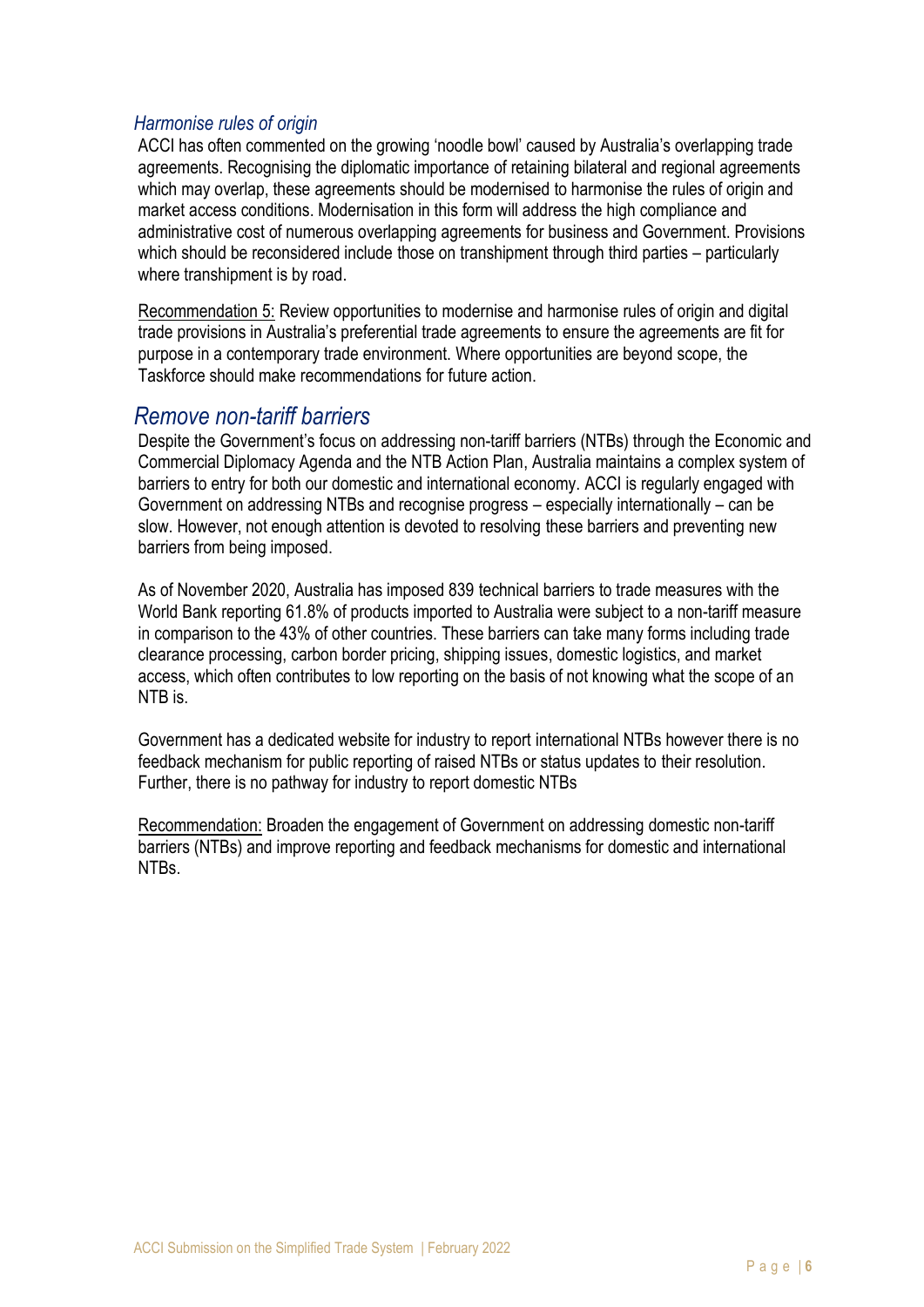### *Harmonise rules of origin*

ACCI has often commented on the growing 'noodle bowl' caused by Australia's overlapping trade agreements. Recognising the diplomatic importance of retaining bilateral and regional agreements which may overlap, these agreements should be modernised to harmonise the rules of origin and market access conditions. Modernisation in this form will address the high compliance and administrative cost of numerous overlapping agreements for business and Government. Provisions which should be reconsidered include those on transhipment through third parties – particularly where transhipment is by road.

<u>Recommendation 5:</u> Review opportunities to modernise and harmonise rules of origin and digital trade provisions in Australia's preferential trade agreements to ensure the agreements are fit for purpose in a contemporary trade environment. Where opportunities are beyond scope, the Taskforce should make recommendations for future action.

## *Remove non-tariff barriers*

Despite the Government's focus on addressing non-tariff barriers (NTBs) through the Economic and Commercial Diplomacy Agenda and the NTB Action Plan, Australia maintains a complex system of barriers to entry for both our domestic and international economy. ACCI is regularly engaged with Government on addressing NTBs and recognise progress – especially internationally – can be slow. However, not enough attention is devoted to resolving these barriers and preventing new barriers from being imposed.

As of November 2020, Australia has imposed 839 technical barriers to trade measures with the World Bank reporting 61.8% of products imported to Australia were subject to a non-tariff measure in comparison to the 43% of other countries. These barriers can take many forms including trade clearance processing, carbon border pricing, shipping issues, domestic logistics, and market access, which often contributes to low reporting on the basis of not knowing what the scope of an NTB is.

Government has a dedicated website for industry to report international NTBs however there is no feedback mechanism for public reporting of raised NTBs or status updates to their resolution. Further, there is no pathway for industry to report domestic NTBs

<u>Recommendation:</u> Broaden the engagement of Government on addressing domestic non-tariff barriers (NTBs) and improve reporting and feedback mechanisms for domestic and international NTBs.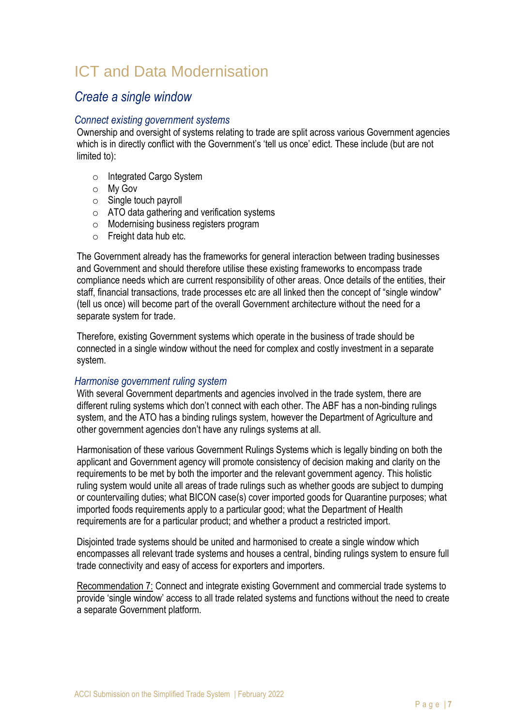# ICT and Data Modernisation

## *Create a single window*

### *Connect existing government systems*

Ownership and oversight of systems relating to trade are split across various Government agencies which is in directly conflict with the Government's 'tell us once' edict. These include (but are not limited to):

- Integrated Cargo System
- My Gov
- Single touch payroll
- ATO data gathering and verification systems
- Modernising business registers program
- Freight data hub etc.

The Government already has the frameworks for general interaction between trading businesses and Government and should therefore utilise these existing frameworks to encompass trade compliance needs which are current responsibility of other areas. Once details of the entities, their staff, financial transactions, trade processes etc are all linked then the concept of "single window" (tell us once) will become part of the overall Government architecture without the need for a separate system for trade.

Therefore, existing Government systems which operate in the business of trade should be connected in a single window without the need for complex and costly investment in a separate system.

### *Harmonise government ruling system*

With several Government departments and agencies involved in the trade system, there are different ruling systems which don't connect with each other. The ABF has a non-binding rulings system, and the ATO has a binding rulings system, however the Department of Agriculture and other government agencies don't have any rulings systems at all.

Harmonisation of these various Government Rulings Systems which is legally binding on both the applicant and Government agency will promote consistency of decision making and clarity on the requirements to be met by both the importer and the relevant government agency. This holistic ruling system would unite all areas of trade rulings such as whether goods are subject to dumping or countervailing duties; what BICON case(s) cover imported goods for Quarantine purposes; what imported foods requirements apply to a particular good; what the Department of Health requirements are for a particular product; and whether a product a restricted import.

Disjointed trade systems should be united and harmonised to create a single window which encompasses all relevant trade systems and houses a central, binding rulings system to ensure full trade connectivity and easy of access for exporters and importers.

<u>Recommendation 7:</u> Connect and integrate existing Government and commercial trade systems to provide 'single window' access to all trade related systems and functions without the need to create a separate Government platform.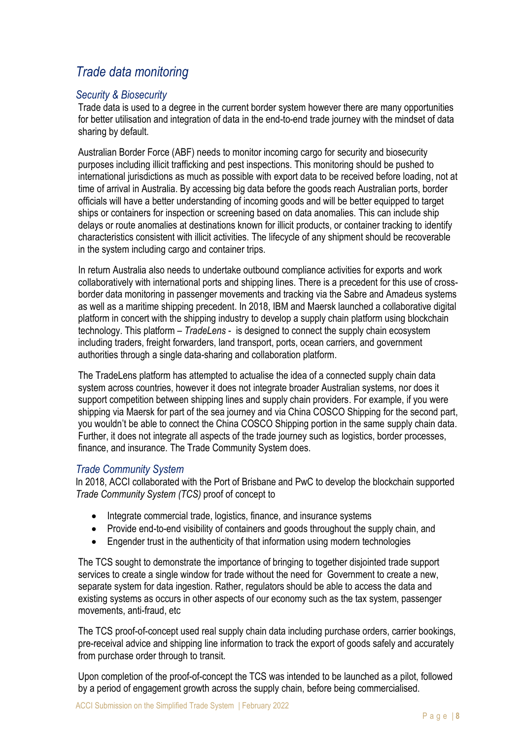## *Trade data monitoring*

### *Security & Biosecurity*

Trade data is used to a degree in the current border system however there are many opportunities for better utilisation and integration of data in the end-to-end trade journey with the mindset of data sharing by default.

Australian Border Force (ABF) needs to monitor incoming cargo for security and biosecurity purposes including illicit trafficking and pest inspections. This monitoring should be pushed to international jurisdictions as much as possible with export data to be received before loading, not at time of arrival in Australia. By accessing big data before the goods reach Australian ports, border officials will have a better understanding of incoming goods and will be better equipped to target ships or containers for inspection or screening based on data anomalies. This can include ship delays or route anomalies at destinations known for illicit products, or container tracking to identify characteristics consistent with illicit activities. The lifecycle of any shipment should be recoverable in the system including cargo and container trips.

In return Australia also needs to undertake outbound compliance activities for exports and work collaboratively with international ports and shipping lines. There is a precedent for this use of cross-border data monitoring in passenger movements and tracking via the Sabre and Amadeus systems as well as a maritime shipping precedent. In 2018, IBM and Maersk launched a collaborative digital platform in concert with the shipping industry to develop a supply chain platform using blockchain technology. This platform – *TradeLens* - is designed to connect the supply chain ecosystem including traders, freight forwarders, land transport, ports, ocean carriers, and government authorities through a single data-sharing and collaboration platform.

The TradeLens platform has attempted to actualise the idea of a connected supply chain data system across countries, however it does not integrate broader Australian systems, nor does it support competition between shipping lines and supply chain providers. For example, if you were shipping via Maersk for part of the sea journey and via China COSCO Shipping for the second part, you wouldn't be able to connect the China COSCO Shipping portion in the same supply chain data. Further, it does not integrate all aspects of the trade journey such as logistics, border processes, finance, and insurance. The Trade Community System does.

### *Trade Community System*

In 2018, ACCI collaborated with the Port of Brisbane and PwC to develop the blockchain supported *Trade Community System (TCS)* proof of concept to

- Integrate commercial trade, logistics, finance, and insurance systems
- Provide end-to-end visibility of containers and goods throughout the supply chain, and
- Engender trust in the authenticity of that information using modern technologies

The TCS sought to demonstrate the importance of bringing to together disjointed trade support services to create a single window for trade without the need for Government to create a new, separate system for data ingestion. Rather, regulators should be able to access the data and existing systems as occurs in other aspects of our economy such as the tax system, passenger movements, anti-fraud, etc

The TCS proof-of-concept used real supply chain data including purchase orders, carrier bookings, pre-receival advice and shipping line information to track the export of goods safely and accurately from purchase order through to transit.

Upon completion of the proof-of-concept the TCS was intended to be launched as a pilot, followed by a period of engagement growth across the supply chain, before being commercialised.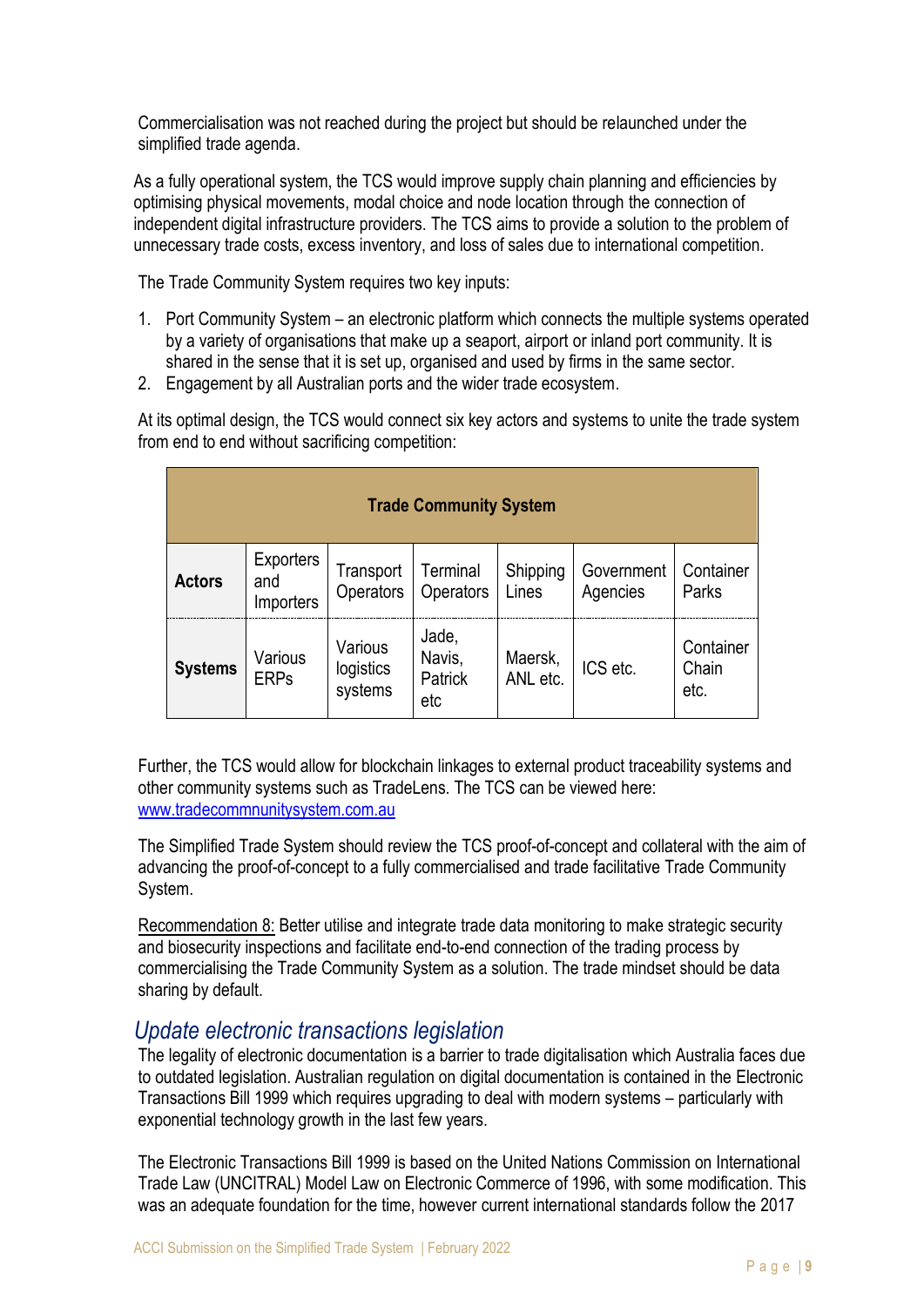Commercialisation was not reached during the project but should be relaunched under the simplified trade agenda.

As a fully operational system, the TCS would improve supply chain planning and efficiencies by optimising physical movements, modal choice and node location through the connection of independent digital infrastructure providers. The TCS aims to provide a solution to the problem of unnecessary trade costs, excess inventory, and loss of sales due to international competition.

The Trade Community System requires two key inputs:

1. Port Community System – an electronic platform which connects the multiple systems operated by a variety of organisations that make up a seaport, airport or inland port community. It is shared in the sense that it is set up, organised and used by firms in the same sector.
2. Engagement by all Australian ports and the wider trade ecosystem.

At its optimal design, the TCS would connect six key actors and systems to unite the trade system from end to end without sacrificing competition:

| **Trade Community System** | | | | | | |
|---|---|---|---|---|---|---|
| **Actors** | Exporters and Importers | Transport Operators | Terminal Operators | Shipping Lines | Government Agencies | Container Parks |
| **Systems** | Various ERPs | Various logistics systems | Jade, Navis, Patrick etc | Maersk, ANL etc. | ICS etc. | Container Chain etc. |

Further, the TCS would allow for blockchain linkages to external product traceability systems and other community systems such as TradeLens. The TCS can be viewed here: www.tradecommnunitysystem.com.au

The Simplified Trade System should review the TCS proof-of-concept and collateral with the aim of advancing the proof-of-concept to a fully commercialised and trade facilitative Trade Community System.

Recommendation 8: Better utilise and integrate trade data monitoring to make strategic security and biosecurity inspections and facilitate end-to-end connection of the trading process by commercialising the Trade Community System as a solution. The trade mindset should be data sharing by default.

## *Update electronic transactions legislation*

The legality of electronic documentation is a barrier to trade digitalisation which Australia faces due to outdated legislation. Australian regulation on digital documentation is contained in the Electronic Transactions Bill 1999 which requires upgrading to deal with modern systems – particularly with exponential technology growth in the last few years.

The Electronic Transactions Bill 1999 is based on the United Nations Commission on International Trade Law (UNCITRAL) Model Law on Electronic Commerce of 1996, with some modification. This was an adequate foundation for the time, however current international standards follow the 2017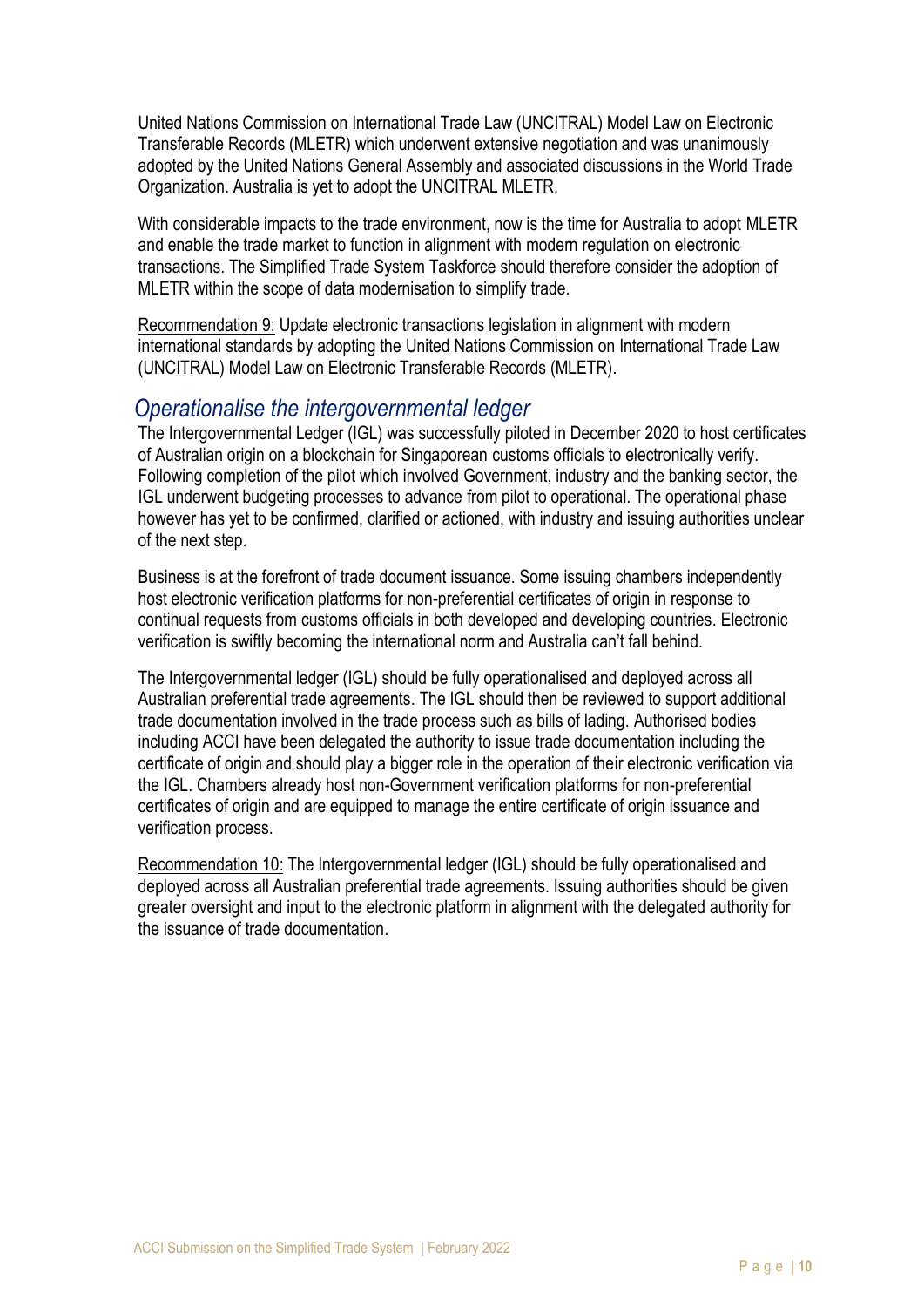United Nations Commission on International Trade Law (UNCITRAL) Model Law on Electronic Transferable Records (MLETR) which underwent extensive negotiation and was unanimously adopted by the United Nations General Assembly and associated discussions in the World Trade Organization. Australia is yet to adopt the UNCITRAL MLETR.

With considerable impacts to the trade environment, now is the time for Australia to adopt MLETR and enable the trade market to function in alignment with modern regulation on electronic transactions. The Simplified Trade System Taskforce should therefore consider the adoption of MLETR within the scope of data modernisation to simplify trade.

Recommendation 9: Update electronic transactions legislation in alignment with modern international standards by adopting the United Nations Commission on International Trade Law (UNCITRAL) Model Law on Electronic Transferable Records (MLETR).

## *Operationalise the intergovernmental ledger*

The Intergovernmental Ledger (IGL) was successfully piloted in December 2020 to host certificates of Australian origin on a blockchain for Singaporean customs officials to electronically verify. Following completion of the pilot which involved Government, industry and the banking sector, the IGL underwent budgeting processes to advance from pilot to operational. The operational phase however has yet to be confirmed, clarified or actioned, with industry and issuing authorities unclear of the next step.

Business is at the forefront of trade document issuance. Some issuing chambers independently host electronic verification platforms for non-preferential certificates of origin in response to continual requests from customs officials in both developed and developing countries. Electronic verification is swiftly becoming the international norm and Australia can't fall behind.

The Intergovernmental ledger (IGL) should be fully operationalised and deployed across all Australian preferential trade agreements. The IGL should then be reviewed to support additional trade documentation involved in the trade process such as bills of lading. Authorised bodies including ACCI have been delegated the authority to issue trade documentation including the certificate of origin and should play a bigger role in the operation of their electronic verification via the IGL. Chambers already host non-Government verification platforms for non-preferential certificates of origin and are equipped to manage the entire certificate of origin issuance and verification process.

Recommendation 10: The Intergovernmental ledger (IGL) should be fully operationalised and deployed across all Australian preferential trade agreements. Issuing authorities should be given greater oversight and input to the electronic platform in alignment with the delegated authority for the issuance of trade documentation.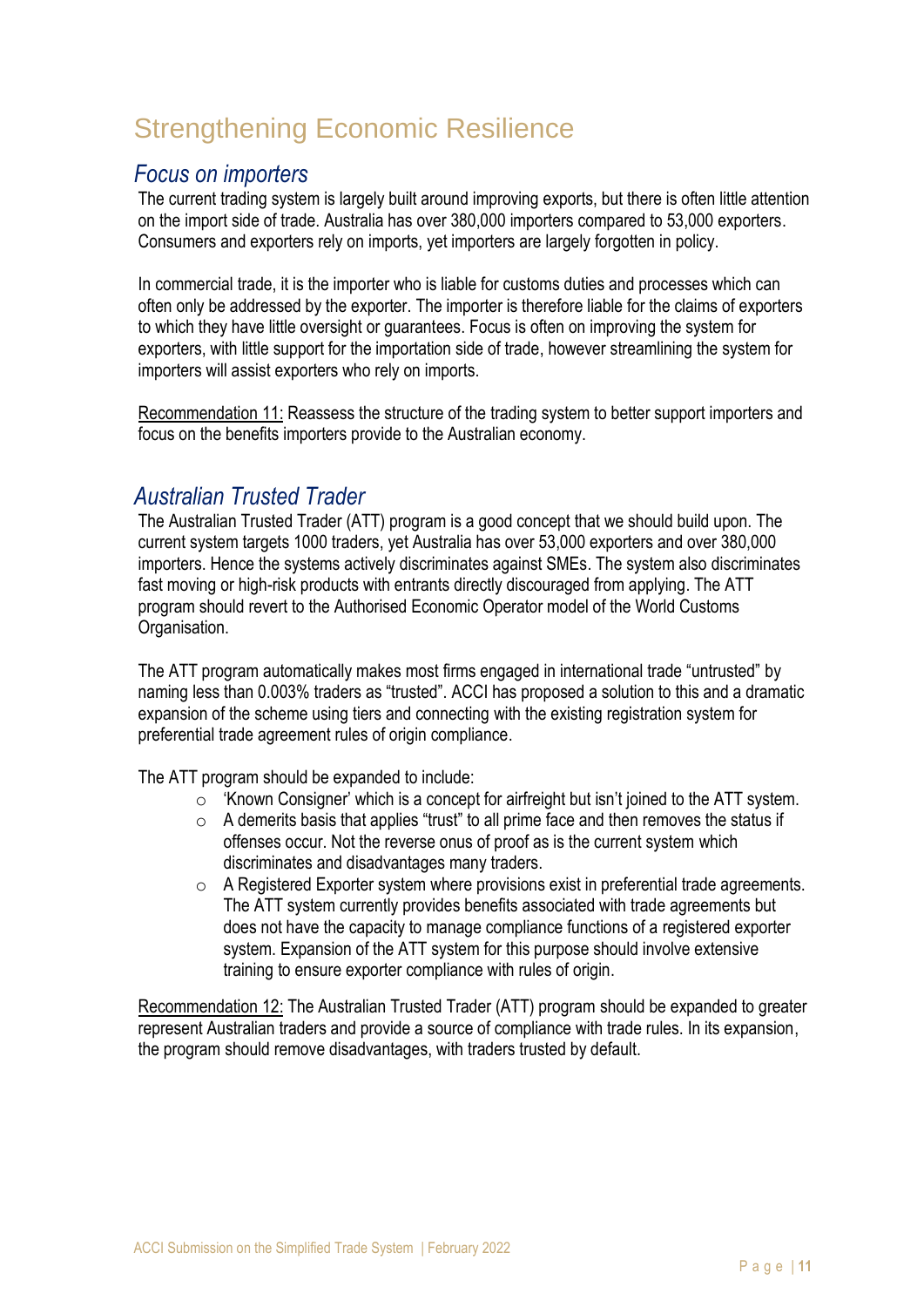# Strengthening Economic Resilience

## *Focus on importers*

The current trading system is largely built around improving exports, but there is often little attention on the import side of trade. Australia has over 380,000 importers compared to 53,000 exporters. Consumers and exporters rely on imports, yet importers are largely forgotten in policy.

In commercial trade, it is the importer who is liable for customs duties and processes which can often only be addressed by the exporter. The importer is therefore liable for the claims of exporters to which they have little oversight or guarantees. Focus is often on improving the system for exporters, with little support for the importation side of trade, however streamlining the system for importers will assist exporters who rely on imports.

<u>Recommendation 11:</u> Reassess the structure of the trading system to better support importers and focus on the benefits importers provide to the Australian economy.

## *Australian Trusted Trader*

The Australian Trusted Trader (ATT) program is a good concept that we should build upon. The current system targets 1000 traders, yet Australia has over 53,000 exporters and over 380,000 importers. Hence the systems actively discriminates against SMEs. The system also discriminates fast moving or high-risk products with entrants directly discouraged from applying. The ATT program should revert to the Authorised Economic Operator model of the World Customs Organisation.

The ATT program automatically makes most firms engaged in international trade "untrusted" by naming less than 0.003% traders as "trusted". ACCI has proposed a solution to this and a dramatic expansion of the scheme using tiers and connecting with the existing registration system for preferential trade agreement rules of origin compliance.

The ATT program should be expanded to include:

- 'Known Consigner' which is a concept for airfreight but isn't joined to the ATT system.
- A demerits basis that applies "trust" to all prime face and then removes the status if offenses occur. Not the reverse onus of proof as is the current system which discriminates and disadvantages many traders.
- A Registered Exporter system where provisions exist in preferential trade agreements. The ATT system currently provides benefits associated with trade agreements but does not have the capacity to manage compliance functions of a registered exporter system. Expansion of the ATT system for this purpose should involve extensive training to ensure exporter compliance with rules of origin.

<u>Recommendation 12:</u> The Australian Trusted Trader (ATT) program should be expanded to greater represent Australian traders and provide a source of compliance with trade rules. In its expansion, the program should remove disadvantages, with traders trusted by default.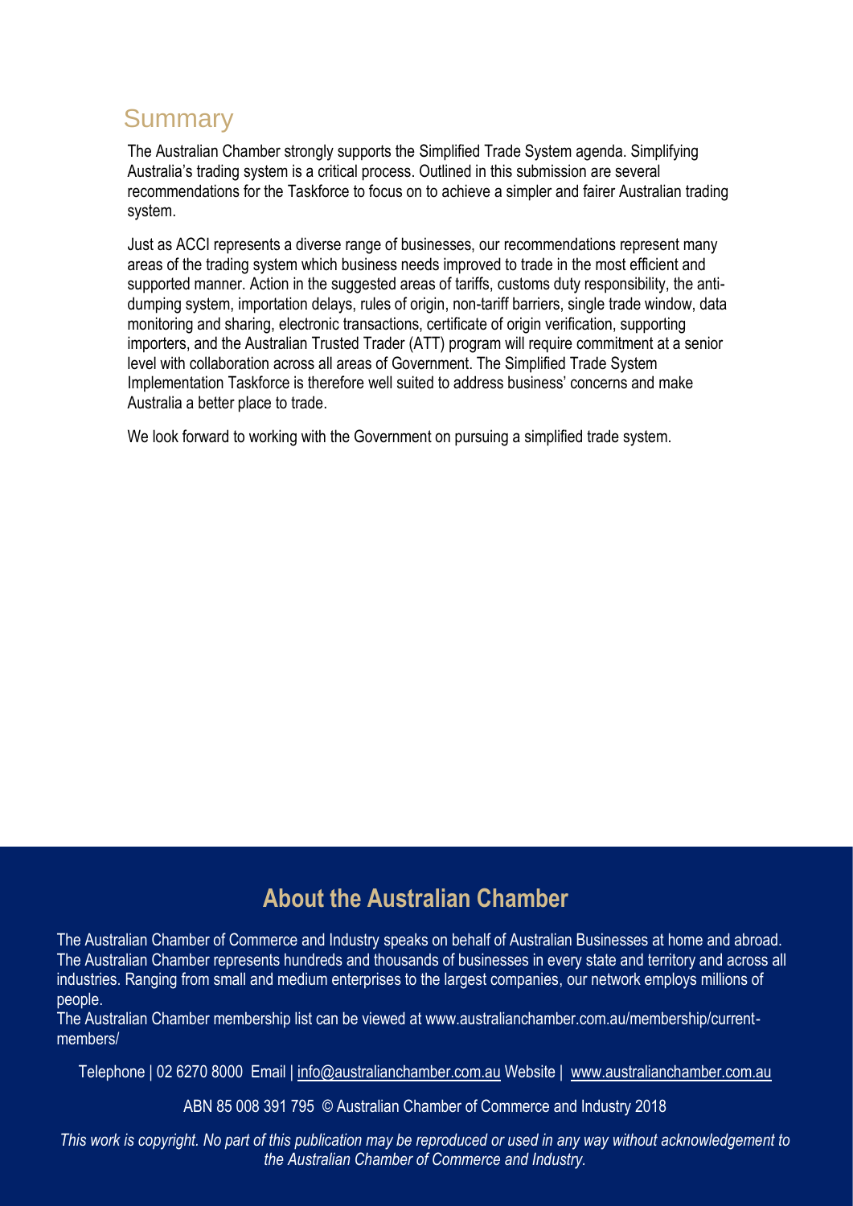## Summary

The Australian Chamber strongly supports the Simplified Trade System agenda. Simplifying Australia's trading system is a critical process. Outlined in this submission are several recommendations for the Taskforce to focus on to achieve a simpler and fairer Australian trading system.

Just as ACCI represents a diverse range of businesses, our recommendations represent many areas of the trading system which business needs improved to trade in the most efficient and supported manner. Action in the suggested areas of tariffs, customs duty responsibility, the anti-dumping system, importation delays, rules of origin, non-tariff barriers, single trade window, data monitoring and sharing, electronic transactions, certificate of origin verification, supporting importers, and the Australian Trusted Trader (ATT) program will require commitment at a senior level with collaboration across all areas of Government. The Simplified Trade System Implementation Taskforce is therefore well suited to address business' concerns and make Australia a better place to trade.

We look forward to working with the Government on pursuing a simplified trade system.

## About the Australian Chamber

The Australian Chamber of Commerce and Industry speaks on behalf of Australian Businesses at home and abroad. The Australian Chamber represents hundreds and thousands of businesses in every state and territory and across all industries. Ranging from small and medium enterprises to the largest companies, our network employs millions of people.
The Australian Chamber membership list can be viewed at www.australianchamber.com.au/membership/current-members/

Telephone | 02 6270 8000 Email | info@australianchamber.com.au Website | www.australianchamber.com.au

ABN 85 008 391 795 © Australian Chamber of Commerce and Industry 2018

*This work is copyright. No part of this publication may be reproduced or used in any way without acknowledgement to the Australian Chamber of Commerce and Industry.*